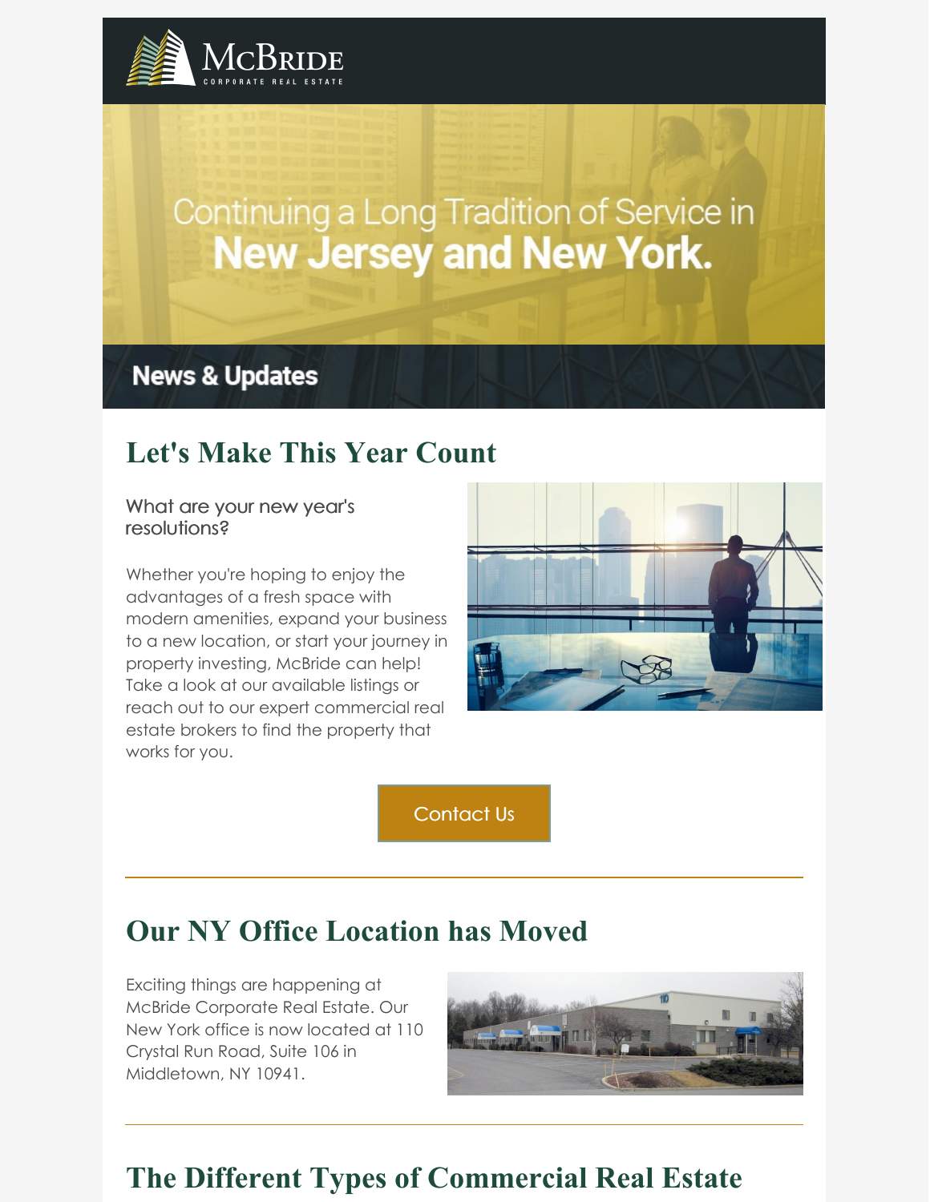McBride
CORPORATE REAL ESTATE

Continuing a Long Tradition of Service in
**New Jersey and New York.**

**News & Updates**

## Let's Make This Year Count

What are your new year's resolutions?

Whether you're hoping to enjoy the advantages of a fresh space with modern amenities, expand your business to a new location, or start your journey in property investing, McBride can help! Take a look at our available listings or reach out to our expert commercial real estate brokers to find the property that works for you.

Contact Us

---

## Our NY Office Location has Moved

Exciting things are happening at McBride Corporate Real Estate. Our New York office is now located at 110 Crystal Run Road, Suite 106 in Middletown, NY 10941.

---

## The Different Types of Commercial Real Estate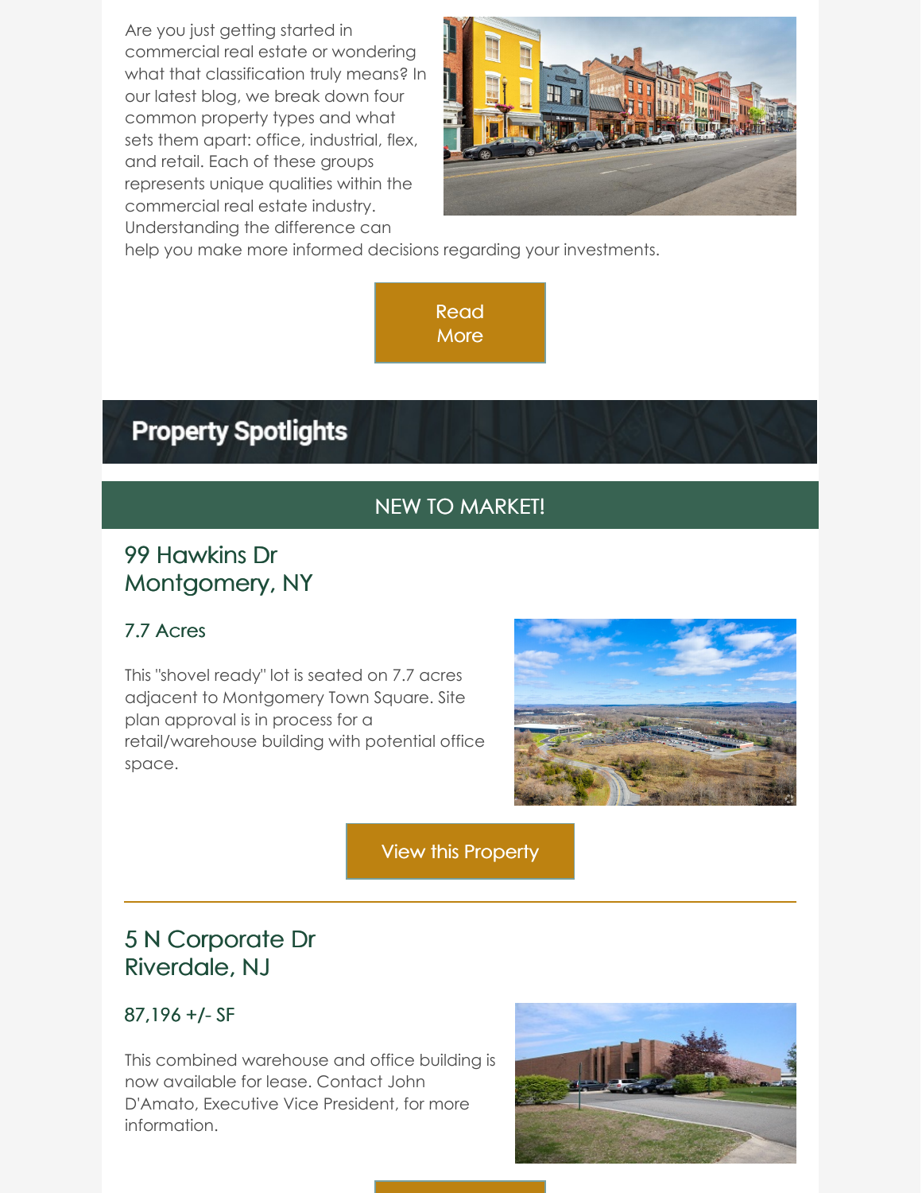Are you just getting started in commercial real estate or wondering what that classification truly means? In our latest blog, we break down four common property types and what sets them apart: office, industrial, flex, and retail. Each of these groups represents unique qualities within the commercial real estate industry. Understanding the difference can help you make more informed decisions regarding your investments.

Read More

## Property Spotlights

### NEW TO MARKET!

## 99 Hawkins Dr
## Montgomery, NY

### 7.7 Acres

This "shovel ready" lot is seated on 7.7 acres adjacent to Montgomery Town Square. Site plan approval is in process for a retail/warehouse building with potential office space.

View this Property

---

## 5 N Corporate Dr
## Riverdale, NJ

### 87,196 +/- SF

This combined warehouse and office building is now available for lease. Contact John D'Amato, Executive Vice President, for more information.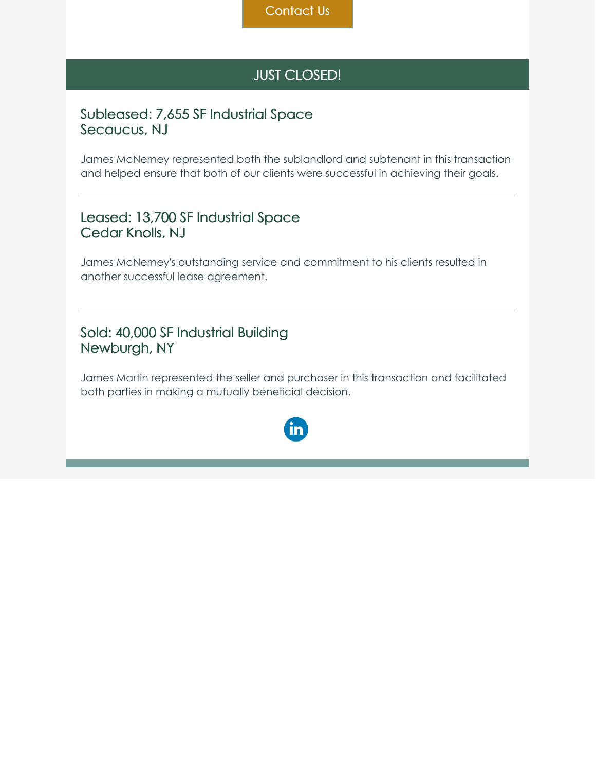Contact Us

## JUST CLOSED!

### Subleased: 7,655 SF Industrial Space
### Secaucus, NJ

James McNerney represented both the sublandlord and subtenant in this transaction and helped ensure that both of our clients were successful in achieving their goals.

---

### Leased: 13,700 SF Industrial Space
### Cedar Knolls, NJ

James McNerney's outstanding service and commitment to his clients resulted in another successful lease agreement.

---

### Sold: 40,000 SF Industrial Building
### Newburgh, NY

James Martin represented the seller and purchaser in this transaction and facilitated both parties in making a mutually beneficial decision.